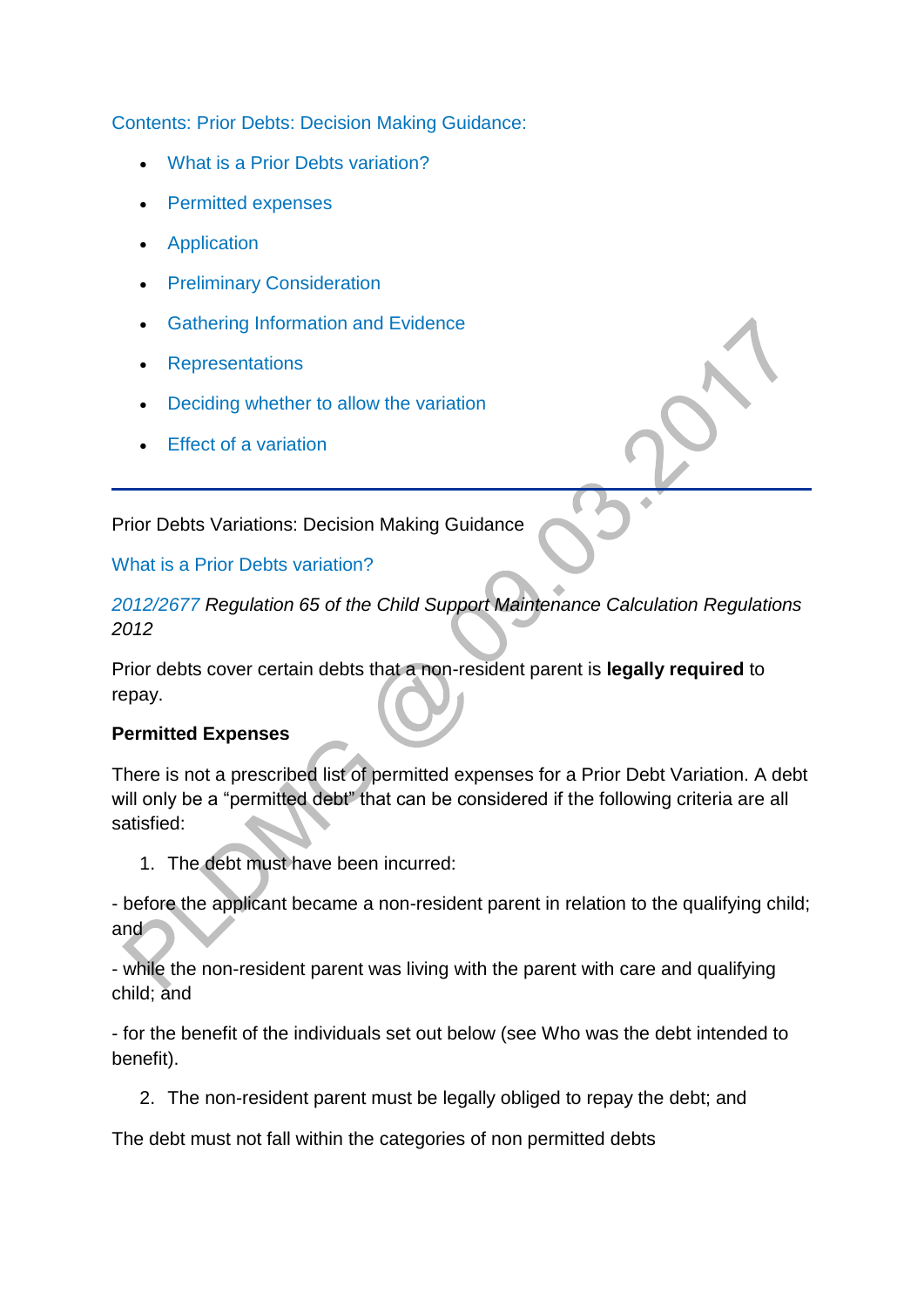Contents: Prior Debts: Decision Making Guidance:

- What is a Prior Debts variation?
- Permitted expenses
- Application
- Preliminary Consideration
- Gathering Information and Evidence
- Representations
- Deciding whether to allow the variation
- Effect of a variation

---

Prior Debts Variations: Decision Making Guidance

## What is a Prior Debts variation?

*2012/2677 Regulation 65 of the Child Support Maintenance Calculation Regulations 2012*

Prior debts cover certain debts that a non-resident parent is **legally required** to repay.

**Permitted Expenses**

There is not a prescribed list of permitted expenses for a Prior Debt Variation. A debt will only be a "permitted debt" that can be considered if the following criteria are all satisfied:

1. The debt must have been incurred:

- before the applicant became a non-resident parent in relation to the qualifying child; and

- while the non-resident parent was living with the parent with care and qualifying child; and

- for the benefit of the individuals set out below (see Who was the debt intended to benefit).

2. The non-resident parent must be legally obliged to repay the debt; and

The debt must not fall within the categories of non permitted debts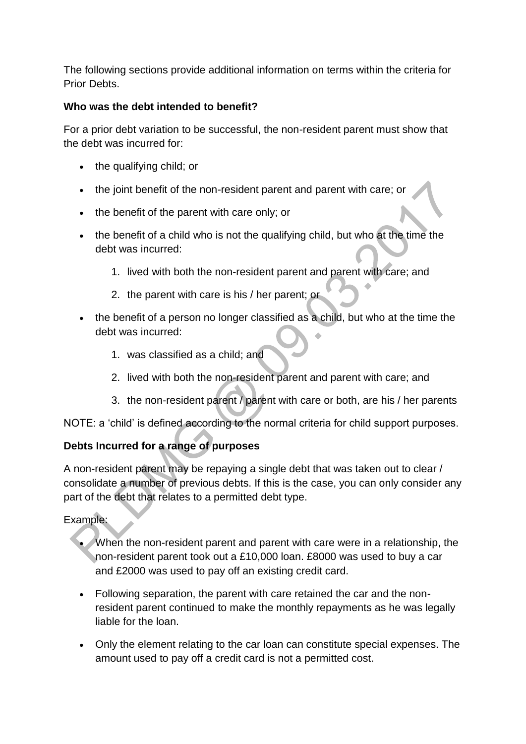The following sections provide additional information on terms within the criteria for Prior Debts.

**Who was the debt intended to benefit?**

For a prior debt variation to be successful, the non-resident parent must show that the debt was incurred for:

- the qualifying child; or
- the joint benefit of the non-resident parent and parent with care; or
- the benefit of the parent with care only; or
- the benefit of a child who is not the qualifying child, but who at the time the debt was incurred:
    1. lived with both the non-resident parent and parent with care; and
    2. the parent with care is his / her parent; or
- the benefit of a person no longer classified as a child, but who at the time the debt was incurred:
    1. was classified as a child; and
    2. lived with both the non-resident parent and parent with care; and
    3. the non-resident parent / parent with care or both, are his / her parents

NOTE: a 'child' is defined according to the normal criteria for child support purposes.

**Debts Incurred for a range of purposes**

A non-resident parent may be repaying a single debt that was taken out to clear / consolidate a number of previous debts. If this is the case, you can only consider any part of the debt that relates to a permitted debt type.

Example:

- When the non-resident parent and parent with care were in a relationship, the non-resident parent took out a £10,000 loan. £8000 was used to buy a car and £2000 was used to pay off an existing credit card.
- Following separation, the parent with care retained the car and the non-resident parent continued to make the monthly repayments as he was legally liable for the loan.
- Only the element relating to the car loan can constitute special expenses. The amount used to pay off a credit card is not a permitted cost.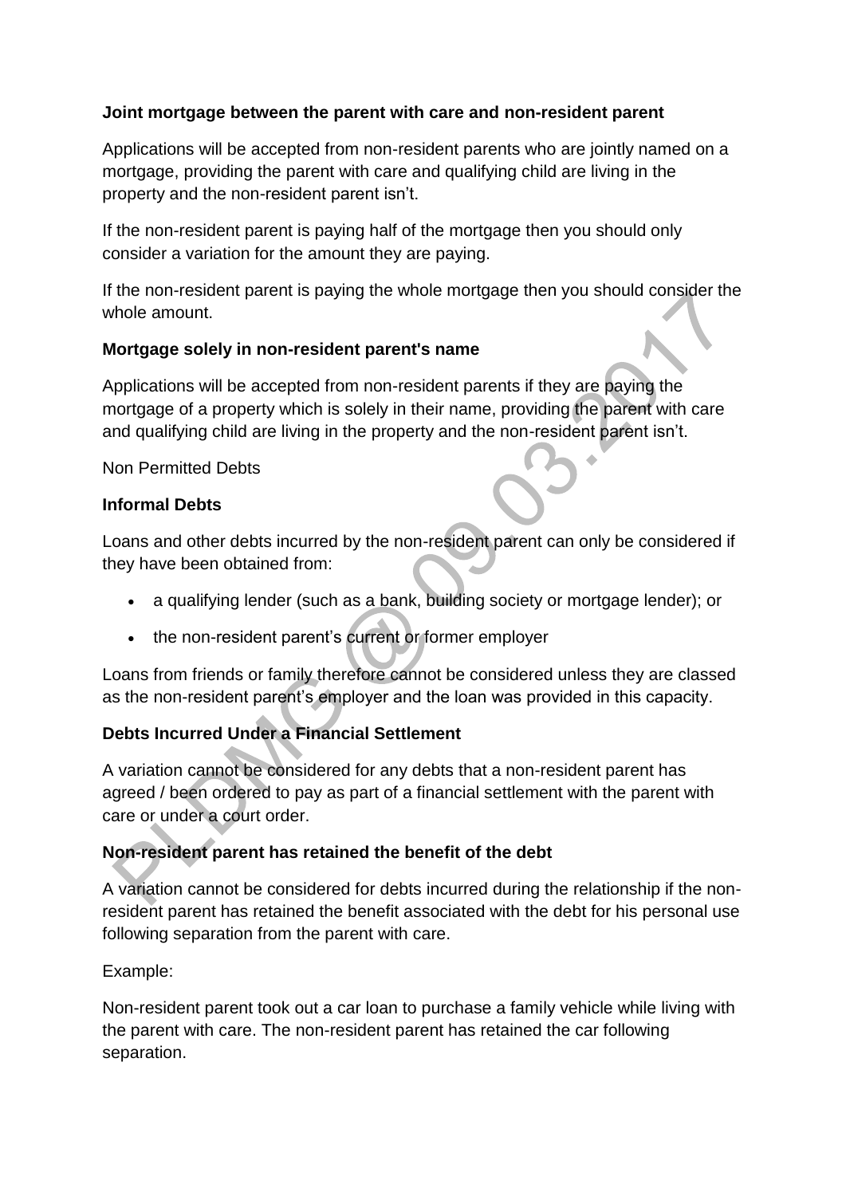**Joint mortgage between the parent with care and non-resident parent**

Applications will be accepted from non-resident parents who are jointly named on a mortgage, providing the parent with care and qualifying child are living in the property and the non-resident parent isn't.

If the non-resident parent is paying half of the mortgage then you should only consider a variation for the amount they are paying.

If the non-resident parent is paying the whole mortgage then you should consider the whole amount.

**Mortgage solely in non-resident parent's name**

Applications will be accepted from non-resident parents if they are paying the mortgage of a property which is solely in their name, providing the parent with care and qualifying child are living in the property and the non-resident parent isn't.

Non Permitted Debts

**Informal Debts**

Loans and other debts incurred by the non-resident parent can only be considered if they have been obtained from:

- a qualifying lender (such as a bank, building society or mortgage lender); or
- the non-resident parent's current or former employer

Loans from friends or family therefore cannot be considered unless they are classed as the non-resident parent's employer and the loan was provided in this capacity.

**Debts Incurred Under a Financial Settlement**

A variation cannot be considered for any debts that a non-resident parent has agreed / been ordered to pay as part of a financial settlement with the parent with care or under a court order.

**Non-resident parent has retained the benefit of the debt**

A variation cannot be considered for debts incurred during the relationship if the non-resident parent has retained the benefit associated with the debt for his personal use following separation from the parent with care.

Example:

Non-resident parent took out a car loan to purchase a family vehicle while living with the parent with care. The non-resident parent has retained the car following separation.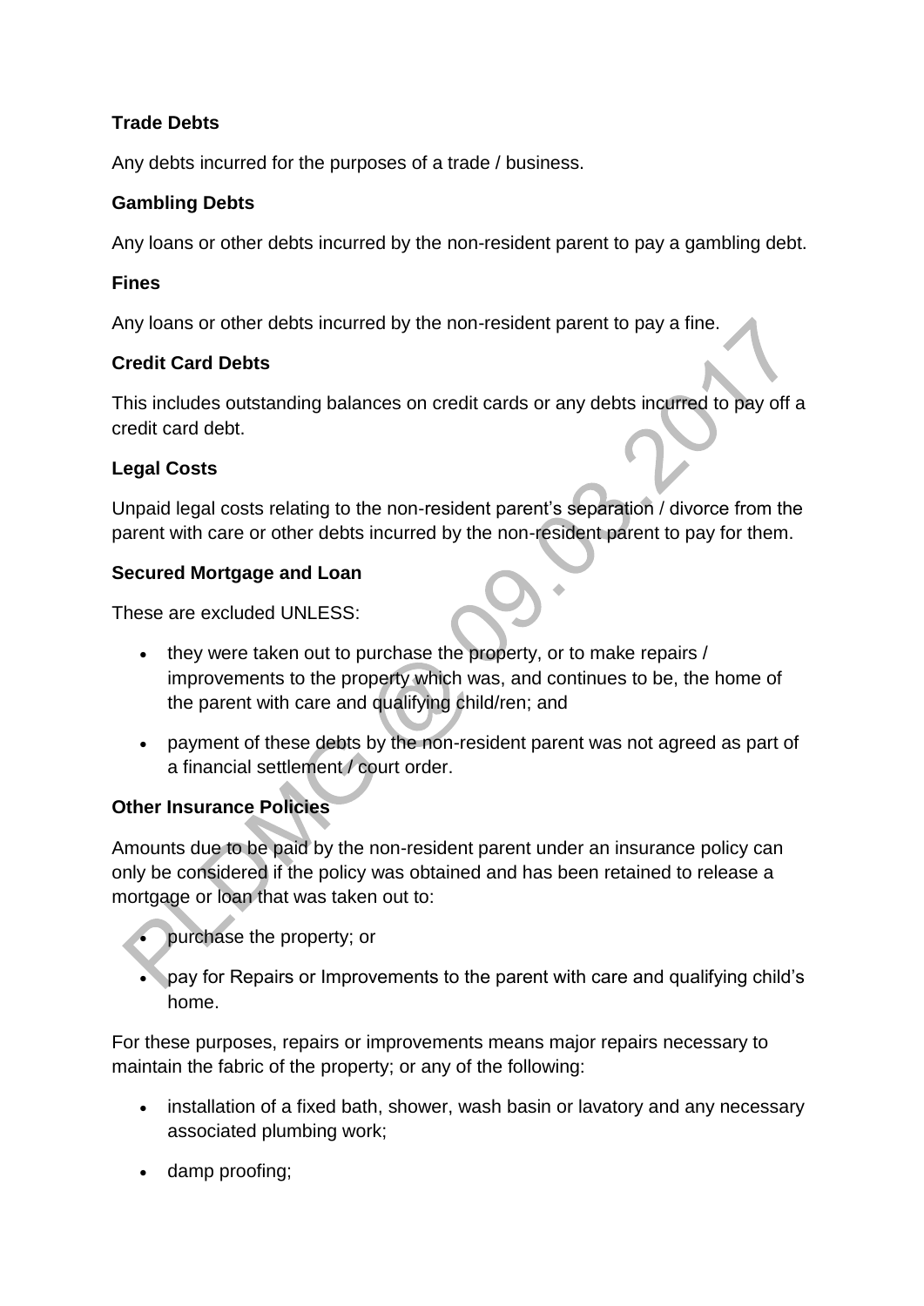**Trade Debts**

Any debts incurred for the purposes of a trade / business.

**Gambling Debts**

Any loans or other debts incurred by the non-resident parent to pay a gambling debt.

**Fines**

Any loans or other debts incurred by the non-resident parent to pay a fine.

**Credit Card Debts**

This includes outstanding balances on credit cards or any debts incurred to pay off a credit card debt.

**Legal Costs**

Unpaid legal costs relating to the non-resident parent's separation / divorce from the parent with care or other debts incurred by the non-resident parent to pay for them.

**Secured Mortgage and Loan**

These are excluded UNLESS:

- they were taken out to purchase the property, or to make repairs / improvements to the property which was, and continues to be, the home of the parent with care and qualifying child/ren; and
- payment of these debts by the non-resident parent was not agreed as part of a financial settlement / court order.

**Other Insurance Policies**

Amounts due to be paid by the non-resident parent under an insurance policy can only be considered if the policy was obtained and has been retained to release a mortgage or loan that was taken out to:

- purchase the property; or
- pay for Repairs or Improvements to the parent with care and qualifying child's home.

For these purposes, repairs or improvements means major repairs necessary to maintain the fabric of the property; or any of the following:

- installation of a fixed bath, shower, wash basin or lavatory and any necessary associated plumbing work;
- damp proofing;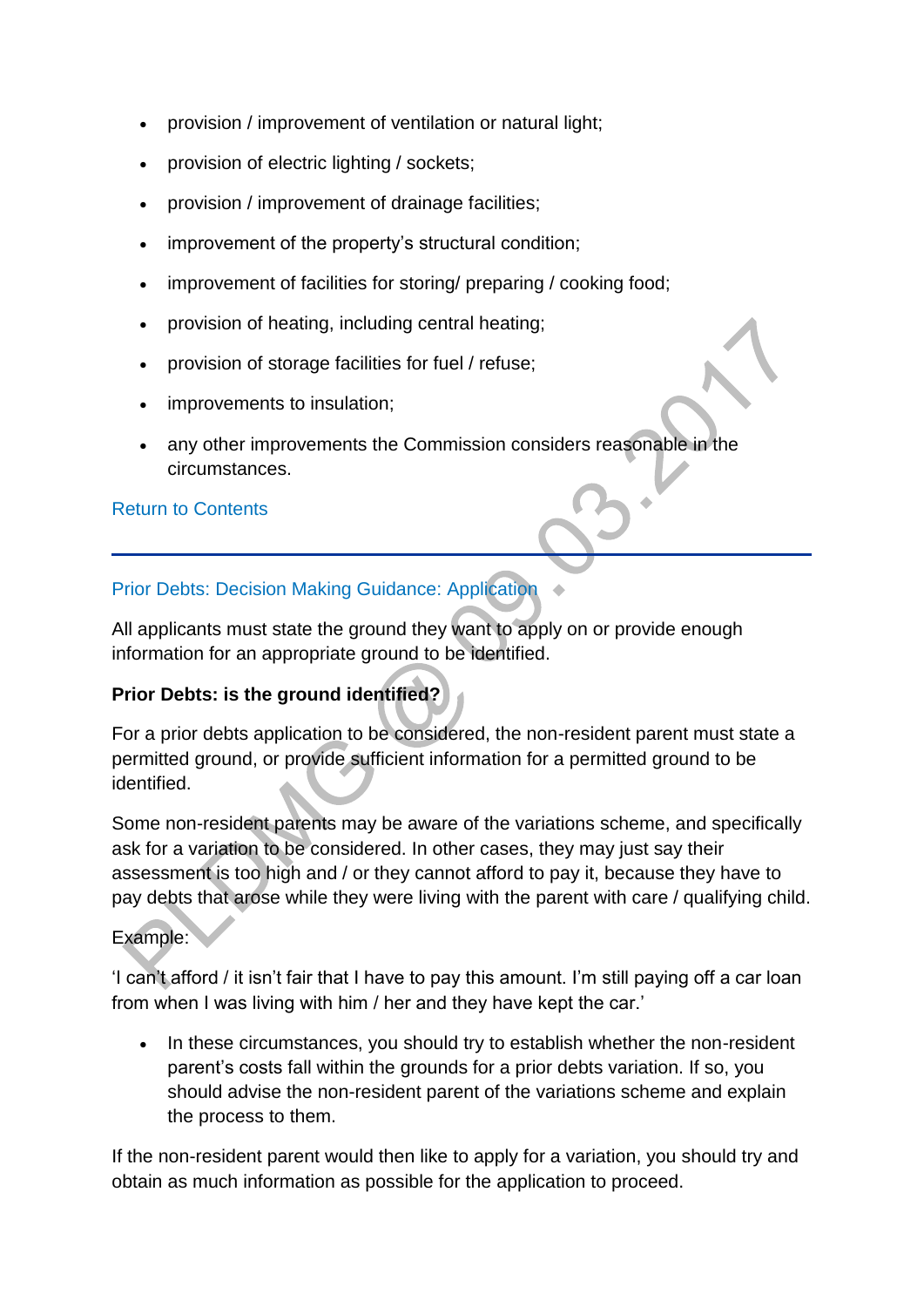- provision / improvement of ventilation or natural light;
- provision of electric lighting / sockets;
- provision / improvement of drainage facilities;
- improvement of the property's structural condition;
- improvement of facilities for storing/ preparing / cooking food;
- provision of heating, including central heating;
- provision of storage facilities for fuel / refuse;
- improvements to insulation;
- any other improvements the Commission considers reasonable in the circumstances.

Return to Contents

---

## Prior Debts: Decision Making Guidance: Application

All applicants must state the ground they want to apply on or provide enough information for an appropriate ground to be identified.

**Prior Debts: is the ground identified?**

For a prior debts application to be considered, the non-resident parent must state a permitted ground, or provide sufficient information for a permitted ground to be identified.

Some non-resident parents may be aware of the variations scheme, and specifically ask for a variation to be considered. In other cases, they may just say their assessment is too high and / or they cannot afford to pay it, because they have to pay debts that arose while they were living with the parent with care / qualifying child.

Example:

'I can't afford / it isn't fair that I have to pay this amount. I'm still paying off a car loan from when I was living with him / her and they have kept the car.'

- In these circumstances, you should try to establish whether the non-resident parent's costs fall within the grounds for a prior debts variation. If so, you should advise the non-resident parent of the variations scheme and explain the process to them.

If the non-resident parent would then like to apply for a variation, you should try and obtain as much information as possible for the application to proceed.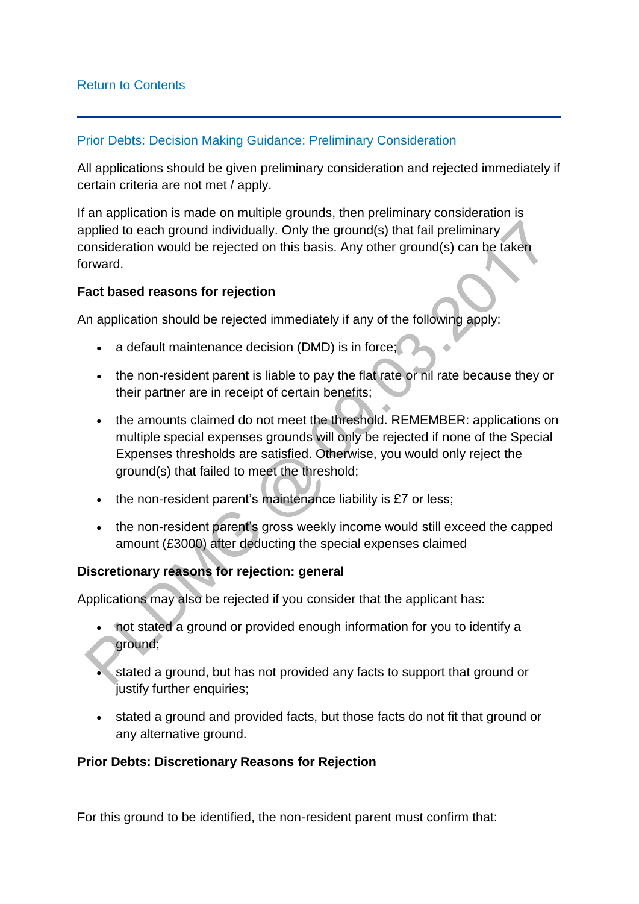[Return to Contents](#)

## Prior Debts: Decision Making Guidance: Preliminary Consideration

All applications should be given preliminary consideration and rejected immediately if certain criteria are not met / apply.

If an application is made on multiple grounds, then preliminary consideration is applied to each ground individually. Only the ground(s) that fail preliminary consideration would be rejected on this basis. Any other ground(s) can be taken forward.

**Fact based reasons for rejection**

An application should be rejected immediately if any of the following apply:

- a default maintenance decision (DMD) is in force;
- the non-resident parent is liable to pay the flat rate or nil rate because they or their partner are in receipt of certain benefits;
- the amounts claimed do not meet the threshold. REMEMBER: applications on multiple special expenses grounds will only be rejected if none of the Special Expenses thresholds are satisfied. Otherwise, you would only reject the ground(s) that failed to meet the threshold;
- the non-resident parent's maintenance liability is £7 or less;
- the non-resident parent's gross weekly income would still exceed the capped amount (£3000) after deducting the special expenses claimed

**Discretionary reasons for rejection: general**

Applications may also be rejected if you consider that the applicant has:

- not stated a ground or provided enough information for you to identify a ground;
- stated a ground, but has not provided any facts to support that ground or justify further enquiries;
- stated a ground and provided facts, but those facts do not fit that ground or any alternative ground.

**Prior Debts: Discretionary Reasons for Rejection**

For this ground to be identified, the non-resident parent must confirm that: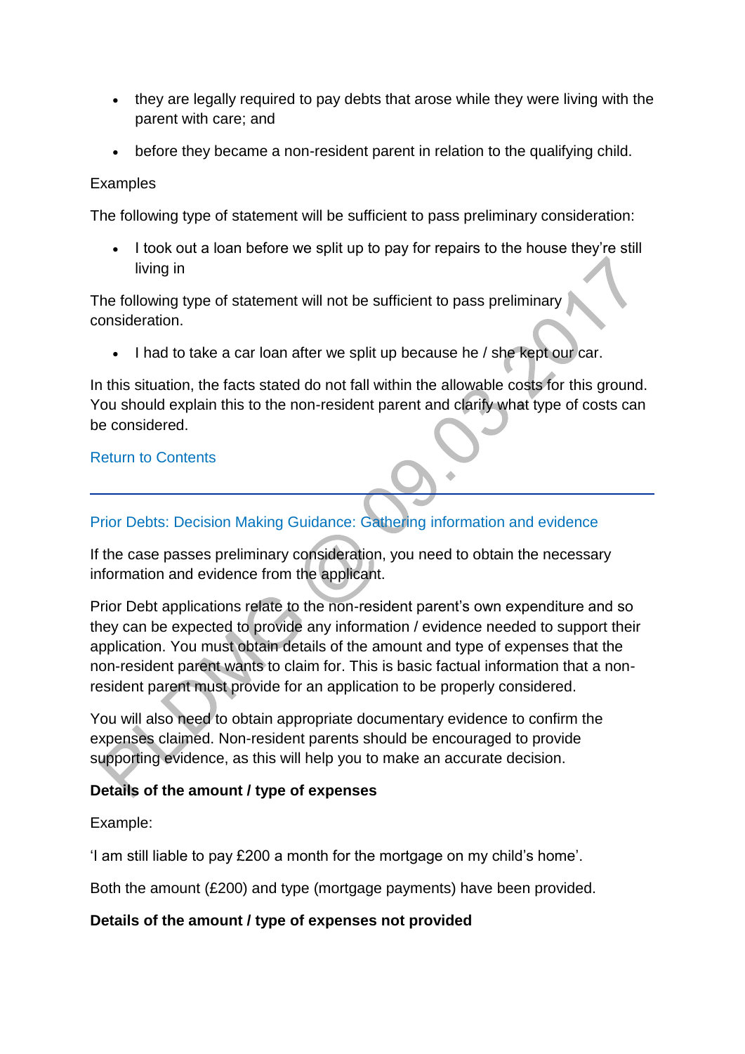- they are legally required to pay debts that arose while they were living with the parent with care; and
- before they became a non-resident parent in relation to the qualifying child.

Examples

The following type of statement will be sufficient to pass preliminary consideration:

- I took out a loan before we split up to pay for repairs to the house they're still living in

The following type of statement will not be sufficient to pass preliminary consideration.

- I had to take a car loan after we split up because he / she kept our car.

In this situation, the facts stated do not fall within the allowable costs for this ground. You should explain this to the non-resident parent and clarify what type of costs can be considered.

Return to Contents

---

## Prior Debts: Decision Making Guidance: Gathering information and evidence

If the case passes preliminary consideration, you need to obtain the necessary information and evidence from the applicant.

Prior Debt applications relate to the non-resident parent's own expenditure and so they can be expected to provide any information / evidence needed to support their application. You must obtain details of the amount and type of expenses that the non-resident parent wants to claim for. This is basic factual information that a non-resident parent must provide for an application to be properly considered.

You will also need to obtain appropriate documentary evidence to confirm the expenses claimed. Non-resident parents should be encouraged to provide supporting evidence, as this will help you to make an accurate decision.

**Details of the amount / type of expenses**

Example:

'I am still liable to pay £200 a month for the mortgage on my child's home'.

Both the amount (£200) and type (mortgage payments) have been provided.

**Details of the amount / type of expenses not provided**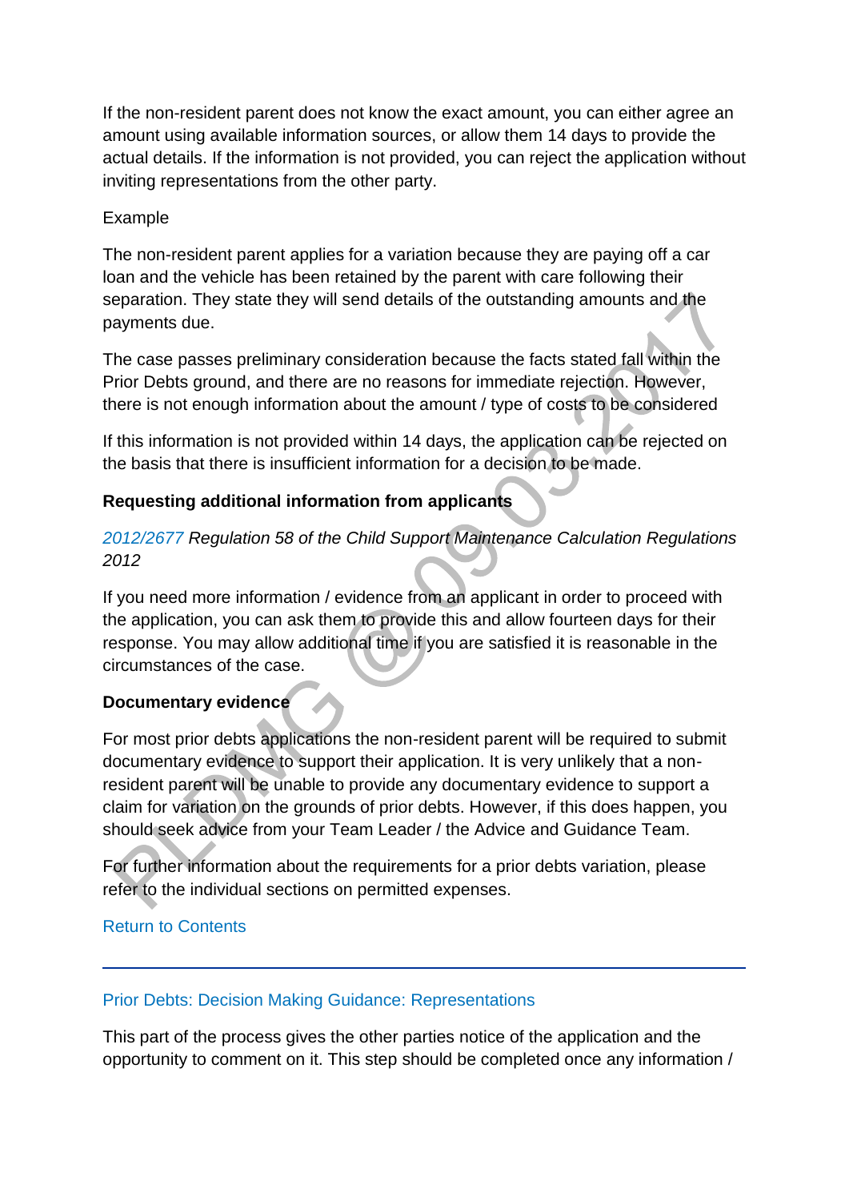If the non-resident parent does not know the exact amount, you can either agree an amount using available information sources, or allow them 14 days to provide the actual details. If the information is not provided, you can reject the application without inviting representations from the other party.

Example

The non-resident parent applies for a variation because they are paying off a car loan and the vehicle has been retained by the parent with care following their separation. They state they will send details of the outstanding amounts and the payments due.

The case passes preliminary consideration because the facts stated fall within the Prior Debts ground, and there are no reasons for immediate rejection. However, there is not enough information about the amount / type of costs to be considered

If this information is not provided within 14 days, the application can be rejected on the basis that there is insufficient information for a decision to be made.

**Requesting additional information from applicants**

*2012/2677 Regulation 58 of the Child Support Maintenance Calculation Regulations 2012*

If you need more information / evidence from an applicant in order to proceed with the application, you can ask them to provide this and allow fourteen days for their response. You may allow additional time if you are satisfied it is reasonable in the circumstances of the case.

**Documentary evidence**

For most prior debts applications the non-resident parent will be required to submit documentary evidence to support their application. It is very unlikely that a non-resident parent will be unable to provide any documentary evidence to support a claim for variation on the grounds of prior debts. However, if this does happen, you should seek advice from your Team Leader / the Advice and Guidance Team.

For further information about the requirements for a prior debts variation, please refer to the individual sections on permitted expenses.

Return to Contents

---

Prior Debts: Decision Making Guidance: Representations

This part of the process gives the other parties notice of the application and the opportunity to comment on it. This step should be completed once any information /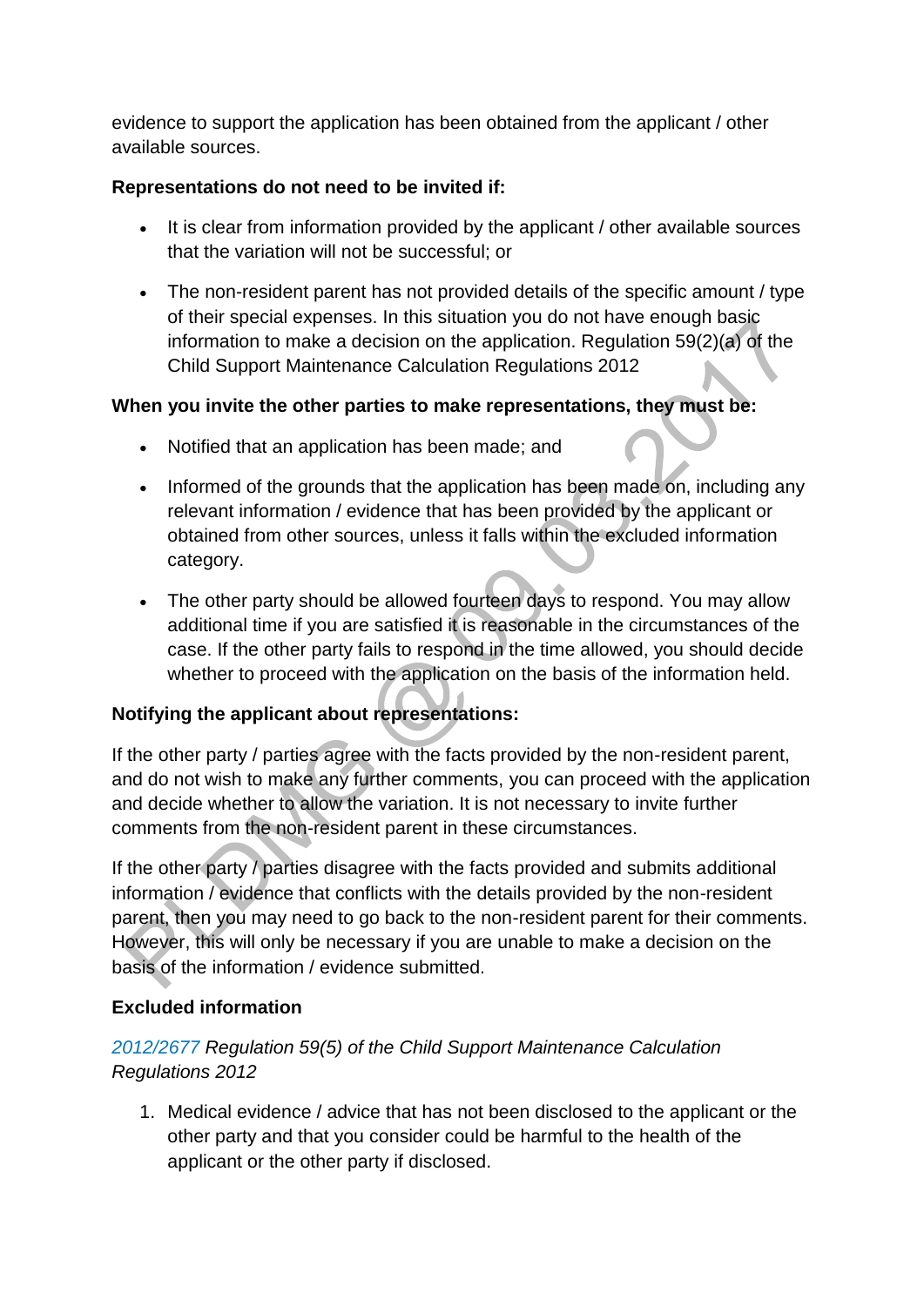evidence to support the application has been obtained from the applicant / other available sources.

**Representations do not need to be invited if:**

- It is clear from information provided by the applicant / other available sources that the variation will not be successful; or
- The non-resident parent has not provided details of the specific amount / type of their special expenses. In this situation you do not have enough basic information to make a decision on the application. Regulation 59(2)(a) of the Child Support Maintenance Calculation Regulations 2012

**When you invite the other parties to make representations, they must be:**

- Notified that an application has been made; and
- Informed of the grounds that the application has been made on, including any relevant information / evidence that has been provided by the applicant or obtained from other sources, unless it falls within the excluded information category.
- The other party should be allowed fourteen days to respond. You may allow additional time if you are satisfied it is reasonable in the circumstances of the case. If the other party fails to respond in the time allowed, you should decide whether to proceed with the application on the basis of the information held.

**Notifying the applicant about representations:**

If the other party / parties agree with the facts provided by the non-resident parent, and do not wish to make any further comments, you can proceed with the application and decide whether to allow the variation. It is not necessary to invite further comments from the non-resident parent in these circumstances.

If the other party / parties disagree with the facts provided and submits additional information / evidence that conflicts with the details provided by the non-resident parent, then you may need to go back to the non-resident parent for their comments. However, this will only be necessary if you are unable to make a decision on the basis of the information / evidence submitted.

**Excluded information**

*2012/2677 Regulation 59(5) of the Child Support Maintenance Calculation Regulations 2012*

1. Medical evidence / advice that has not been disclosed to the applicant or the other party and that you consider could be harmful to the health of the applicant or the other party if disclosed.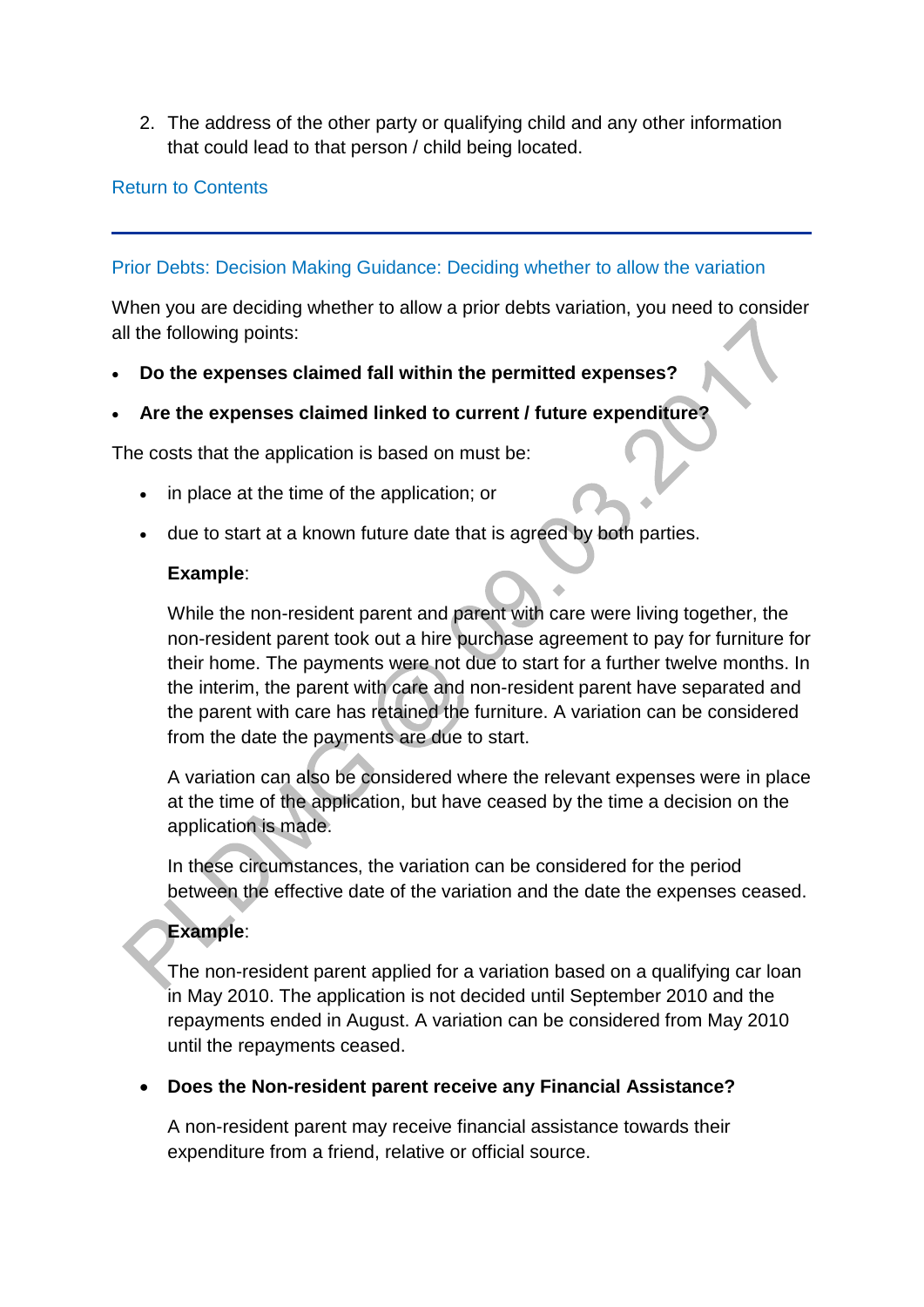2. The address of the other party or qualifying child and any other information that could lead to that person / child being located.

Return to Contents

---

## Prior Debts: Decision Making Guidance: Deciding whether to allow the variation

When you are deciding whether to allow a prior debts variation, you need to consider all the following points:

- **Do the expenses claimed fall within the permitted expenses?**
- **Are the expenses claimed linked to current / future expenditure?**

The costs that the application is based on must be:

- in place at the time of the application; or
- due to start at a known future date that is agreed by both parties.

  **Example**:

  While the non-resident parent and parent with care were living together, the non-resident parent took out a hire purchase agreement to pay for furniture for their home. The payments were not due to start for a further twelve months. In the interim, the parent with care and non-resident parent have separated and the parent with care has retained the furniture. A variation can be considered from the date the payments are due to start.

  A variation can also be considered where the relevant expenses were in place at the time of the application, but have ceased by the time a decision on the application is made.

  In these circumstances, the variation can be considered for the period between the effective date of the variation and the date the expenses ceased.

  **Example**:

  The non-resident parent applied for a variation based on a qualifying car loan in May 2010. The application is not decided until September 2010 and the repayments ended in August. A variation can be considered from May 2010 until the repayments ceased.

- **Does the Non-resident parent receive any Financial Assistance?**

  A non-resident parent may receive financial assistance towards their expenditure from a friend, relative or official source.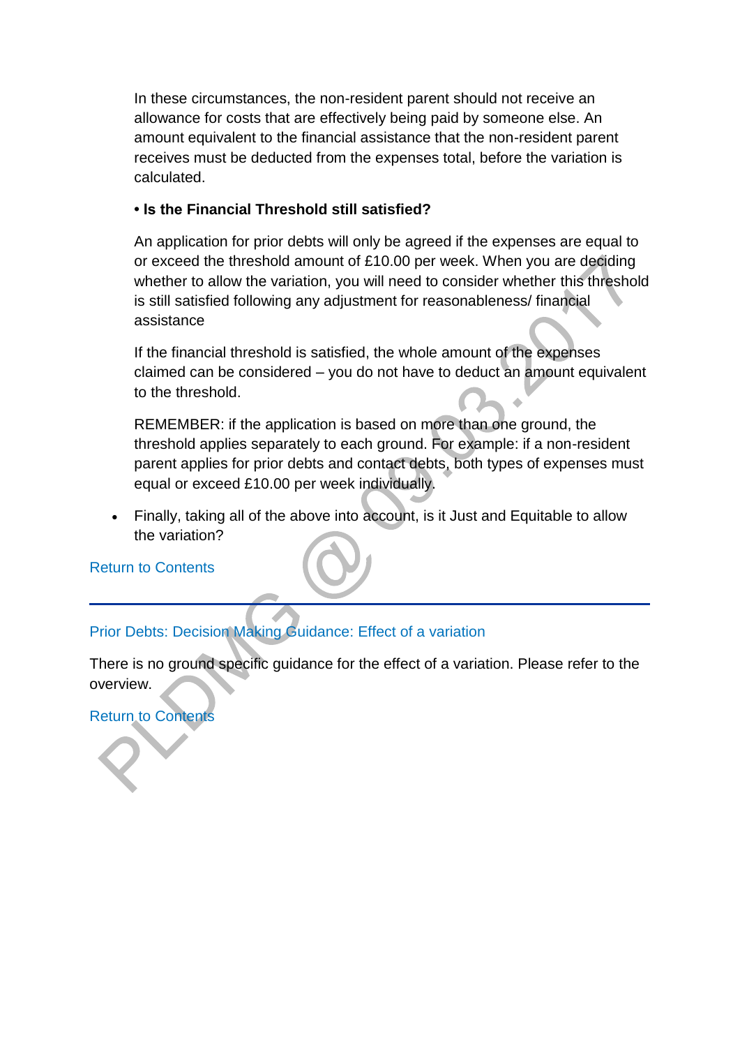In these circumstances, the non-resident parent should not receive an allowance for costs that are effectively being paid by someone else. An amount equivalent to the financial assistance that the non-resident parent receives must be deducted from the expenses total, before the variation is calculated.

**• Is the Financial Threshold still satisfied?**

An application for prior debts will only be agreed if the expenses are equal to or exceed the threshold amount of £10.00 per week. When you are deciding whether to allow the variation, you will need to consider whether this threshold is still satisfied following any adjustment for reasonableness/ financial assistance

If the financial threshold is satisfied, the whole amount of the expenses claimed can be considered – you do not have to deduct an amount equivalent to the threshold.

REMEMBER: if the application is based on more than one ground, the threshold applies separately to each ground. For example: if a non-resident parent applies for prior debts and contact debts, both types of expenses must equal or exceed £10.00 per week individually.

- Finally, taking all of the above into account, is it Just and Equitable to allow the variation?

Return to Contents

---

## Prior Debts: Decision Making Guidance: Effect of a variation

There is no ground specific guidance for the effect of a variation. Please refer to the overview.

Return to Contents